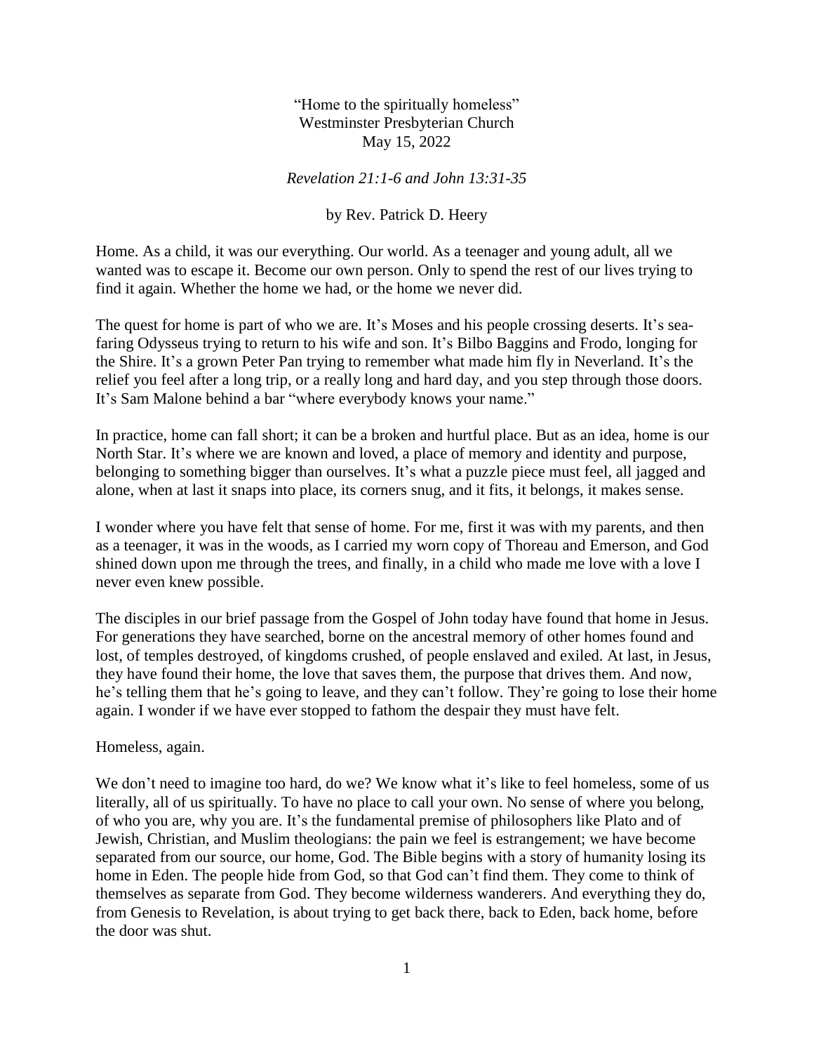"Home to the spiritually homeless"
Westminster Presbyterian Church
May 15, 2022

*Revelation 21:1-6 and John 13:31-35*

by Rev. Patrick D. Heery

Home. As a child, it was our everything. Our world. As a teenager and young adult, all we wanted was to escape it. Become our own person. Only to spend the rest of our lives trying to find it again. Whether the home we had, or the home we never did.

The quest for home is part of who we are. It's Moses and his people crossing deserts. It's sea-faring Odysseus trying to return to his wife and son. It's Bilbo Baggins and Frodo, longing for the Shire. It's a grown Peter Pan trying to remember what made him fly in Neverland. It's the relief you feel after a long trip, or a really long and hard day, and you step through those doors. It's Sam Malone behind a bar "where everybody knows your name."

In practice, home can fall short; it can be a broken and hurtful place. But as an idea, home is our North Star. It's where we are known and loved, a place of memory and identity and purpose, belonging to something bigger than ourselves. It's what a puzzle piece must feel, all jagged and alone, when at last it snaps into place, its corners snug, and it fits, it belongs, it makes sense.

I wonder where you have felt that sense of home. For me, first it was with my parents, and then as a teenager, it was in the woods, as I carried my worn copy of Thoreau and Emerson, and God shined down upon me through the trees, and finally, in a child who made me love with a love I never even knew possible.

The disciples in our brief passage from the Gospel of John today have found that home in Jesus. For generations they have searched, borne on the ancestral memory of other homes found and lost, of temples destroyed, of kingdoms crushed, of people enslaved and exiled. At last, in Jesus, they have found their home, the love that saves them, the purpose that drives them. And now, he's telling them that he's going to leave, and they can't follow. They're going to lose their home again. I wonder if we have ever stopped to fathom the despair they must have felt.

Homeless, again.

We don't need to imagine too hard, do we? We know what it's like to feel homeless, some of us literally, all of us spiritually. To have no place to call your own. No sense of where you belong, of who you are, why you are. It's the fundamental premise of philosophers like Plato and of Jewish, Christian, and Muslim theologians: the pain we feel is estrangement; we have become separated from our source, our home, God. The Bible begins with a story of humanity losing its home in Eden. The people hide from God, so that God can't find them. They come to think of themselves as separate from God. They become wilderness wanderers. And everything they do, from Genesis to Revelation, is about trying to get back there, back to Eden, back home, before the door was shut.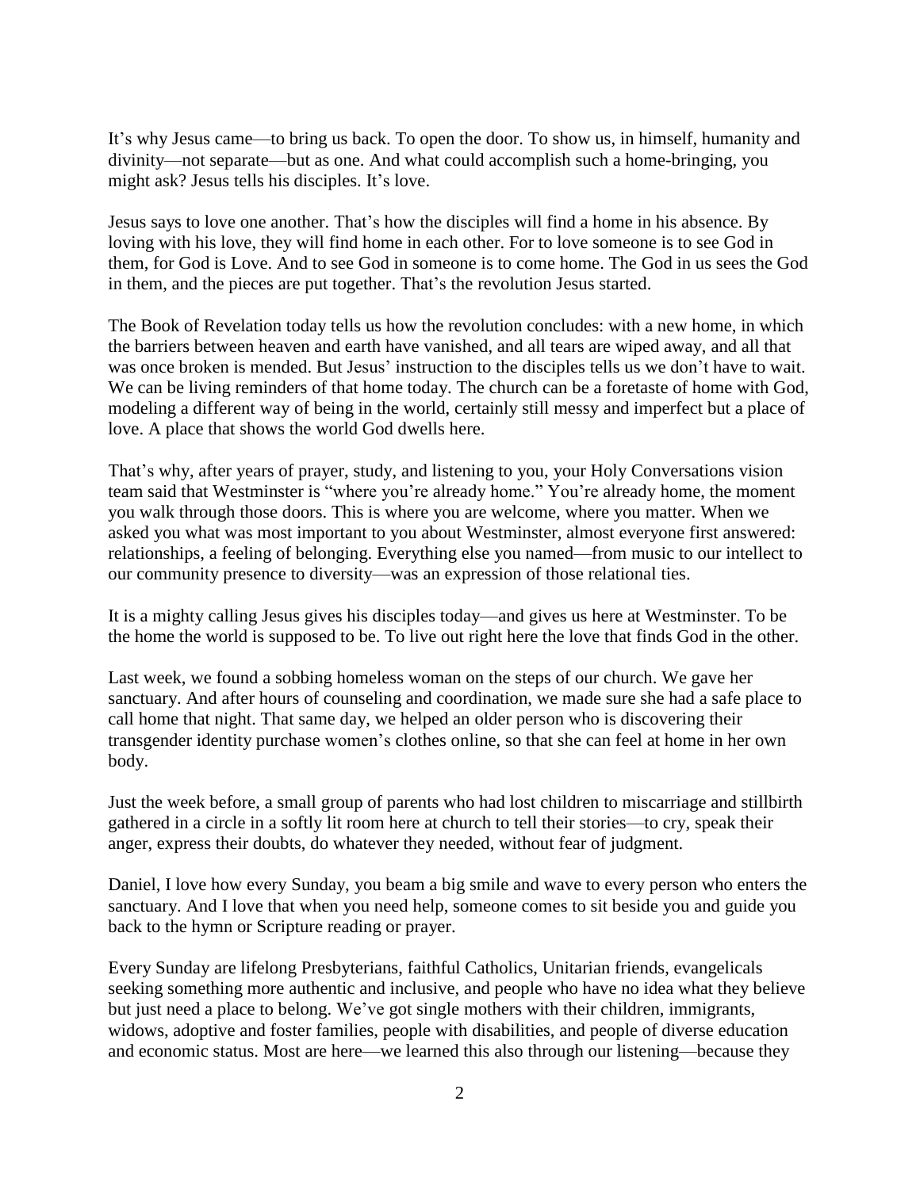It's why Jesus came—to bring us back. To open the door. To show us, in himself, humanity and divinity—not separate—but as one. And what could accomplish such a home-bringing, you might ask? Jesus tells his disciples. It's love.

Jesus says to love one another. That's how the disciples will find a home in his absence. By loving with his love, they will find home in each other. For to love someone is to see God in them, for God is Love. And to see God in someone is to come home. The God in us sees the God in them, and the pieces are put together. That's the revolution Jesus started.

The Book of Revelation today tells us how the revolution concludes: with a new home, in which the barriers between heaven and earth have vanished, and all tears are wiped away, and all that was once broken is mended. But Jesus' instruction to the disciples tells us we don't have to wait. We can be living reminders of that home today. The church can be a foretaste of home with God, modeling a different way of being in the world, certainly still messy and imperfect but a place of love. A place that shows the world God dwells here.

That's why, after years of prayer, study, and listening to you, your Holy Conversations vision team said that Westminster is "where you're already home." You're already home, the moment you walk through those doors. This is where you are welcome, where you matter. When we asked you what was most important to you about Westminster, almost everyone first answered: relationships, a feeling of belonging. Everything else you named—from music to our intellect to our community presence to diversity—was an expression of those relational ties.

It is a mighty calling Jesus gives his disciples today—and gives us here at Westminster. To be the home the world is supposed to be. To live out right here the love that finds God in the other.

Last week, we found a sobbing homeless woman on the steps of our church. We gave her sanctuary. And after hours of counseling and coordination, we made sure she had a safe place to call home that night. That same day, we helped an older person who is discovering their transgender identity purchase women's clothes online, so that she can feel at home in her own body.

Just the week before, a small group of parents who had lost children to miscarriage and stillbirth gathered in a circle in a softly lit room here at church to tell their stories—to cry, speak their anger, express their doubts, do whatever they needed, without fear of judgment.

Daniel, I love how every Sunday, you beam a big smile and wave to every person who enters the sanctuary. And I love that when you need help, someone comes to sit beside you and guide you back to the hymn or Scripture reading or prayer.

Every Sunday are lifelong Presbyterians, faithful Catholics, Unitarian friends, evangelicals seeking something more authentic and inclusive, and people who have no idea what they believe but just need a place to belong. We've got single mothers with their children, immigrants, widows, adoptive and foster families, people with disabilities, and people of diverse education and economic status. Most are here—we learned this also through our listening—because they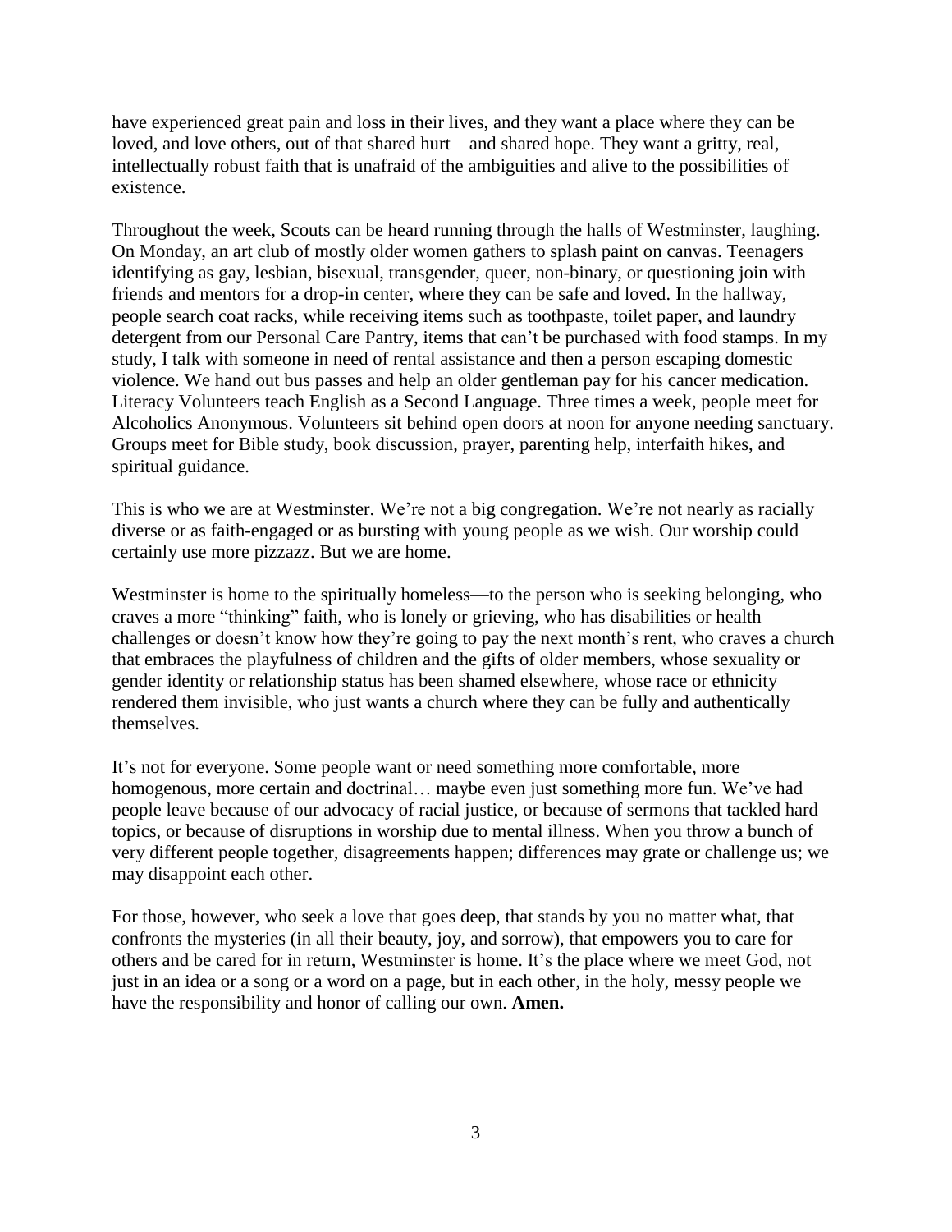have experienced great pain and loss in their lives, and they want a place where they can be loved, and love others, out of that shared hurt—and shared hope. They want a gritty, real, intellectually robust faith that is unafraid of the ambiguities and alive to the possibilities of existence.

Throughout the week, Scouts can be heard running through the halls of Westminster, laughing. On Monday, an art club of mostly older women gathers to splash paint on canvas. Teenagers identifying as gay, lesbian, bisexual, transgender, queer, non-binary, or questioning join with friends and mentors for a drop-in center, where they can be safe and loved. In the hallway, people search coat racks, while receiving items such as toothpaste, toilet paper, and laundry detergent from our Personal Care Pantry, items that can't be purchased with food stamps. In my study, I talk with someone in need of rental assistance and then a person escaping domestic violence. We hand out bus passes and help an older gentleman pay for his cancer medication. Literacy Volunteers teach English as a Second Language. Three times a week, people meet for Alcoholics Anonymous. Volunteers sit behind open doors at noon for anyone needing sanctuary. Groups meet for Bible study, book discussion, prayer, parenting help, interfaith hikes, and spiritual guidance.

This is who we are at Westminster. We're not a big congregation. We're not nearly as racially diverse or as faith-engaged or as bursting with young people as we wish. Our worship could certainly use more pizzazz. But we are home.

Westminster is home to the spiritually homeless—to the person who is seeking belonging, who craves a more "thinking" faith, who is lonely or grieving, who has disabilities or health challenges or doesn't know how they're going to pay the next month's rent, who craves a church that embraces the playfulness of children and the gifts of older members, whose sexuality or gender identity or relationship status has been shamed elsewhere, whose race or ethnicity rendered them invisible, who just wants a church where they can be fully and authentically themselves.

It's not for everyone. Some people want or need something more comfortable, more homogenous, more certain and doctrinal… maybe even just something more fun. We've had people leave because of our advocacy of racial justice, or because of sermons that tackled hard topics, or because of disruptions in worship due to mental illness. When you throw a bunch of very different people together, disagreements happen; differences may grate or challenge us; we may disappoint each other.

For those, however, who seek a love that goes deep, that stands by you no matter what, that confronts the mysteries (in all their beauty, joy, and sorrow), that empowers you to care for others and be cared for in return, Westminster is home. It's the place where we meet God, not just in an idea or a song or a word on a page, but in each other, in the holy, messy people we have the responsibility and honor of calling our own. **Amen.**